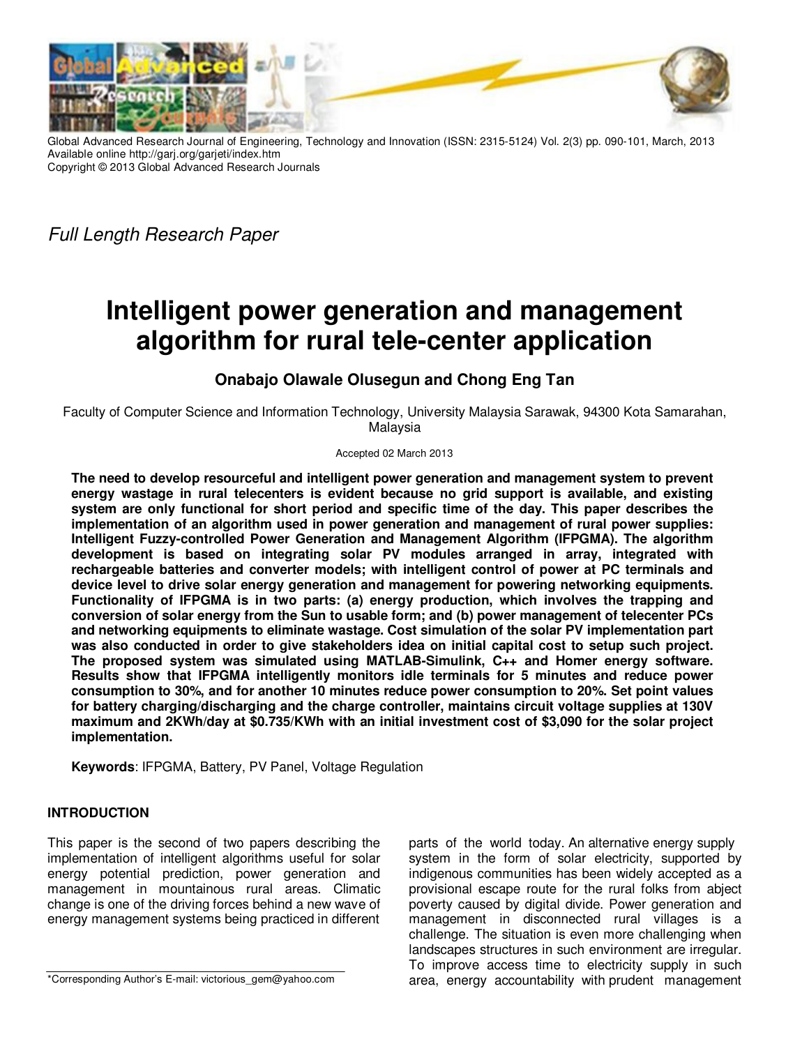Global Advanced Research Journal of Engineering, Technology and Innovation (ISSN: 2315-5124) Vol. 2(3) pp. 090-101, March, 2013
Available online http://garj.org/garjeti/index.htm
Copyright © 2013 Global Advanced Research Journals

*Full Length Research Paper*

# Intelligent power generation and management algorithm for rural tele-center application

**Onabajo Olawale Olusegun and Chong Eng Tan**

Faculty of Computer Science and Information Technology, University Malaysia Sarawak, 94300 Kota Samarahan, Malaysia

Accepted 02 March 2013

**The need to develop resourceful and intelligent power generation and management system to prevent energy wastage in rural telecenters is evident because no grid support is available, and existing system are only functional for short period and specific time of the day. This paper describes the implementation of an algorithm used in power generation and management of rural power supplies: Intelligent Fuzzy-controlled Power Generation and Management Algorithm (IFPGMA). The algorithm development is based on integrating solar PV modules arranged in array, integrated with rechargeable batteries and converter models; with intelligent control of power at PC terminals and device level to drive solar energy generation and management for powering networking equipments. Functionality of IFPGMA is in two parts: (a) energy production, which involves the trapping and conversion of solar energy from the Sun to usable form; and (b) power management of telecenter PCs and networking equipments to eliminate wastage. Cost simulation of the solar PV implementation part was also conducted in order to give stakeholders idea on initial capital cost to setup such project. The proposed system was simulated using MATLAB-Simulink, C++ and Homer energy software. Results show that IFPGMA intelligently monitors idle terminals for 5 minutes and reduce power consumption to 30%, and for another 10 minutes reduce power consumption to 20%. Set point values for battery charging/discharging and the charge controller, maintains circuit voltage supplies at 130V maximum and 2KWh/day at $0.735/KWh with an initial investment cost of $3,090 for the solar project implementation.**

**Keywords**: IFPGMA, Battery, PV Panel, Voltage Regulation

## INTRODUCTION

This paper is the second of two papers describing the implementation of intelligent algorithms useful for solar energy potential prediction, power generation and management in mountainous rural areas. Climatic change is one of the driving forces behind a new wave of energy management systems being practiced in different parts of the world today. An alternative energy supply system in the form of solar electricity, supported by indigenous communities has been widely accepted as a provisional escape route for the rural folks from abject poverty caused by digital divide. Power generation and management in disconnected rural villages is a challenge. The situation is even more challenging when landscapes structures in such environment are irregular. To improve access time to electricity supply in such area, energy accountability with prudent management

*Corresponding Author's E-mail: victorious_gem@yahoo.com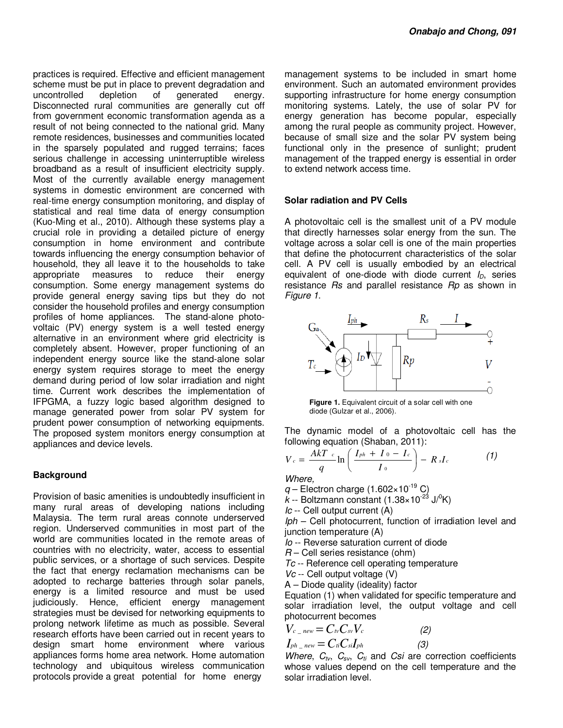practices is required. Effective and efficient management scheme must be put in place to prevent degradation and uncontrolled depletion of generated energy. Disconnected rural communities are generally cut off from government economic transformation agenda as a result of not being connected to the national grid. Many remote residences, businesses and communities located in the sparsely populated and rugged terrains; faces serious challenge in accessing uninterruptible wireless broadband as a result of insufficient electricity supply. Most of the currently available energy management systems in domestic environment are concerned with real-time energy consumption monitoring, and display of statistical and real time data of energy consumption (Kuo-Ming et al., 2010). Although these systems play a crucial role in providing a detailed picture of energy consumption in home environment and contribute towards influencing the energy consumption behavior of household, they all leave it to the households to take appropriate measures to reduce their energy consumption. Some energy management systems do provide general energy saving tips but they do not consider the household profiles and energy consumption profiles of home appliances. The stand-alone photo-voltaic (PV) energy system is a well tested energy alternative in an environment where grid electricity is completely absent. However, proper functioning of an independent energy source like the stand-alone solar energy system requires storage to meet the energy demand during period of low solar irradiation and night time. Current work describes the implementation of IFPGMA, a fuzzy logic based algorithm designed to manage generated power from solar PV system for prudent power consumption of networking equipments. The proposed system monitors energy consumption at appliances and device levels.

## Background

Provision of basic amenities is undoubtedly insufficient in many rural areas of developing nations including Malaysia. The term rural areas connote underserved region. Underserved communities in most part of the world are communities located in the remote areas of countries with no electricity, water, access to essential public services, or a shortage of such services. Despite the fact that energy reclamation mechanisms can be adopted to recharge batteries through solar panels, energy is a limited resource and must be used judiciously. Hence, efficient energy management strategies must be devised for networking equipments to prolong network lifetime as much as possible. Several research efforts have been carried out in recent years to design smart home environment where various appliances forms home area network. Home automation technology and ubiquitous wireless communication protocols provide a great potential for home energy management systems to be included in smart home environment. Such an automated environment provides supporting infrastructure for home energy consumption monitoring systems. Lately, the use of solar PV for energy generation has become popular, especially among the rural people as community project. However, because of small size and the solar PV system being functional only in the presence of sunlight; prudent management of the trapped energy is essential in order to extend network access time.

## Solar radiation and PV Cells

A photovoltaic cell is the smallest unit of a PV module that directly harnesses solar energy from the sun. The voltage across a solar cell is one of the main properties that define the photocurrent characteristics of the solar cell. A PV cell is usually embodied by an electrical equivalent of one-diode with diode current $I_D$, series resistance *Rs* and parallel resistance *Rp* as shown in *Figure 1*.

**Figure 1.** Equivalent circuit of a solar cell with one diode (Gulzar et al., 2006).

The dynamic model of a photovoltaic cell has the following equation (Shaban, 2011):

$$V_c = \frac{AkT_c}{q} \ln\left(\frac{I_{ph} + I_0 - I_c}{I_0}\right) - R_s I_c \qquad (1)$$

*Where,*

$q$ – Electron charge ($1.602\times10^{-19}$ C)
$k$ -- Boltzmann constant ($1.38\times10^{-23}$ J/$^0$K)
$Ic$ -- Cell output current (A)
$Iph$ – Cell photocurrent, function of irradiation level and junction temperature (A)
$Io$ -- Reverse saturation current of diode
$R$ – Cell series resistance (ohm)
$Tc$ -- Reference cell operating temperature
$Vc$ -- Cell output voltage (V)
A – Diode quality (ideality) factor

Equation (1) when validated for specific temperature and solar irradiation level, the output voltage and cell photocurrent becomes

$$V_{c\_new} = C_{tv} C_{sv} V_c \qquad (2)$$

$$I_{ph\_new} = C_{ti} C_{si} I_{ph} \qquad (3)$$

*Where,* $C_{tv}$, $C_{sv}$, $C_{ti}$ and $Csi$ are correction coefficients whose values depend on the cell temperature and the solar irradiation level.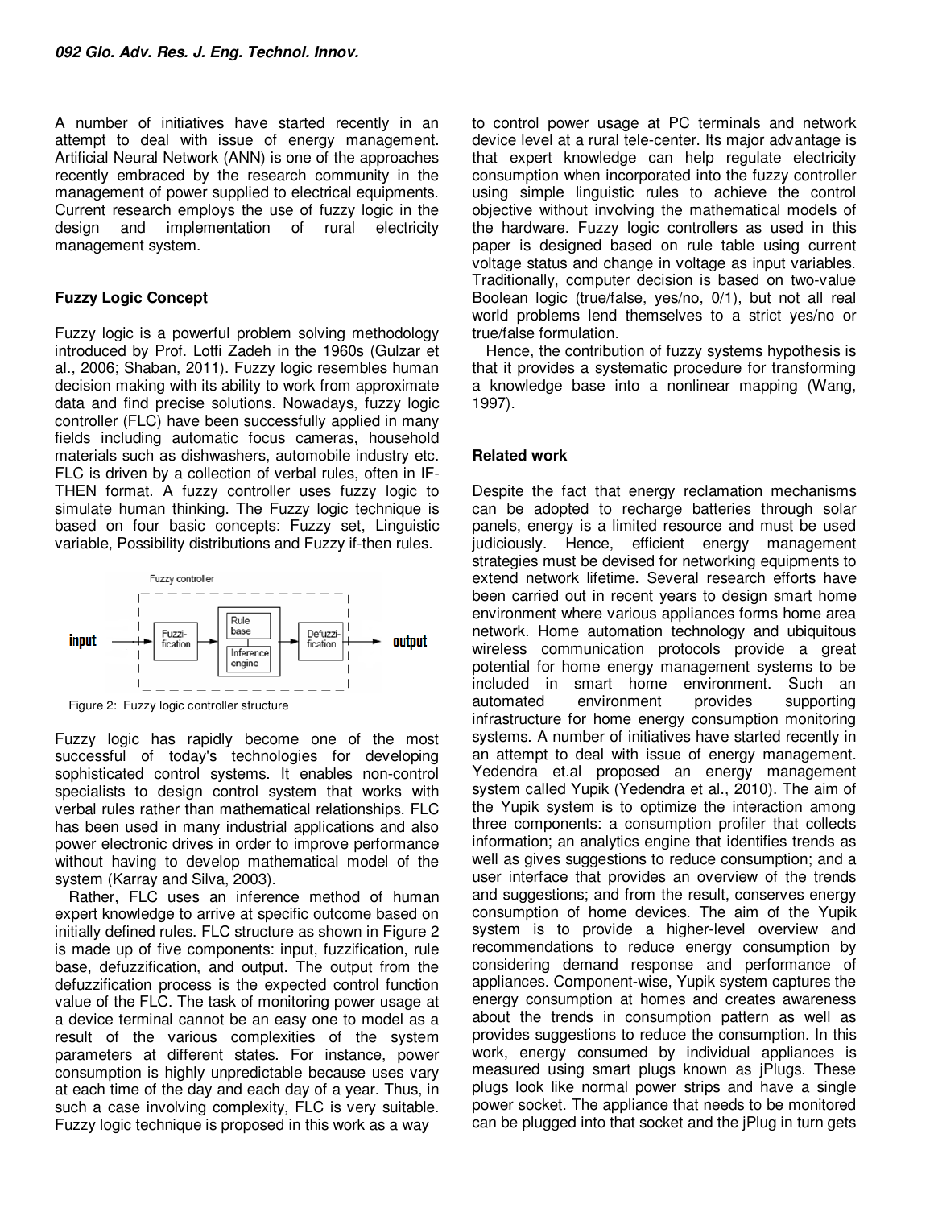A number of initiatives have started recently in an attempt to deal with issue of energy management. Artificial Neural Network (ANN) is one of the approaches recently embraced by the research community in the management of power supplied to electrical equipments. Current research employs the use of fuzzy logic in the design and implementation of rural electricity management system.

## Fuzzy Logic Concept

Fuzzy logic is a powerful problem solving methodology introduced by Prof. Lotfi Zadeh in the 1960s (Gulzar et al., 2006; Shaban, 2011). Fuzzy logic resembles human decision making with its ability to work from approximate data and find precise solutions. Nowadays, fuzzy logic controller (FLC) have been successfully applied in many fields including automatic focus cameras, household materials such as dishwashers, automobile industry etc. FLC is driven by a collection of verbal rules, often in IF-THEN format. A fuzzy controller uses fuzzy logic to simulate human thinking. The Fuzzy logic technique is based on four basic concepts: Fuzzy set, Linguistic variable, Possibility distributions and Fuzzy if-then rules.

Figure 2: Fuzzy logic controller structure

Fuzzy logic has rapidly become one of the most successful of today's technologies for developing sophisticated control systems. It enables non-control specialists to design control system that works with verbal rules rather than mathematical relationships. FLC has been used in many industrial applications and also power electronic drives in order to improve performance without having to develop mathematical model of the system (Karray and Silva, 2003).

Rather, FLC uses an inference method of human expert knowledge to arrive at specific outcome based on initially defined rules. FLC structure as shown in Figure 2 is made up of five components: input, fuzzification, rule base, defuzzification, and output. The output from the defuzzification process is the expected control function value of the FLC. The task of monitoring power usage at a device terminal cannot be an easy one to model as a result of the various complexities of the system parameters at different states. For instance, power consumption is highly unpredictable because uses vary at each time of the day and each day of a year. Thus, in such a case involving complexity, FLC is very suitable. Fuzzy logic technique is proposed in this work as a way to control power usage at PC terminals and network device level at a rural tele-center. Its major advantage is that expert knowledge can help regulate electricity consumption when incorporated into the fuzzy controller using simple linguistic rules to achieve the control objective without involving the mathematical models of the hardware. Fuzzy logic controllers as used in this paper is designed based on rule table using current voltage status and change in voltage as input variables. Traditionally, computer decision is based on two-value Boolean logic (true/false, yes/no, 0/1), but not all real world problems lend themselves to a strict yes/no or true/false formulation.

Hence, the contribution of fuzzy systems hypothesis is that it provides a systematic procedure for transforming a knowledge base into a nonlinear mapping (Wang, 1997).

## Related work

Despite the fact that energy reclamation mechanisms can be adopted to recharge batteries through solar panels, energy is a limited resource and must be used judiciously. Hence, efficient energy management strategies must be devised for networking equipments to extend network lifetime. Several research efforts have been carried out in recent years to design smart home environment where various appliances forms home area network. Home automation technology and ubiquitous wireless communication protocols provide a great potential for home energy management systems to be included in smart home environment. Such an automated environment provides supporting infrastructure for home energy consumption monitoring systems. A number of initiatives have started recently in an attempt to deal with issue of energy management. Yedendra et.al proposed an energy management system called Yupik (Yedendra et al., 2010). The aim of the Yupik system is to optimize the interaction among three components: a consumption profiler that collects information; an analytics engine that identifies trends as well as gives suggestions to reduce consumption; and a user interface that provides an overview of the trends and suggestions; and from the result, conserves energy consumption of home devices. The aim of the Yupik system is to provide a higher-level overview and recommendations to reduce energy consumption by considering demand response and performance of appliances. Component-wise, Yupik system captures the energy consumption at homes and creates awareness about the trends in consumption pattern as well as provides suggestions to reduce the consumption. In this work, energy consumed by individual appliances is measured using smart plugs known as jPlugs. These plugs look like normal power strips and have a single power socket. The appliance that needs to be monitored can be plugged into that socket and the jPlug in turn gets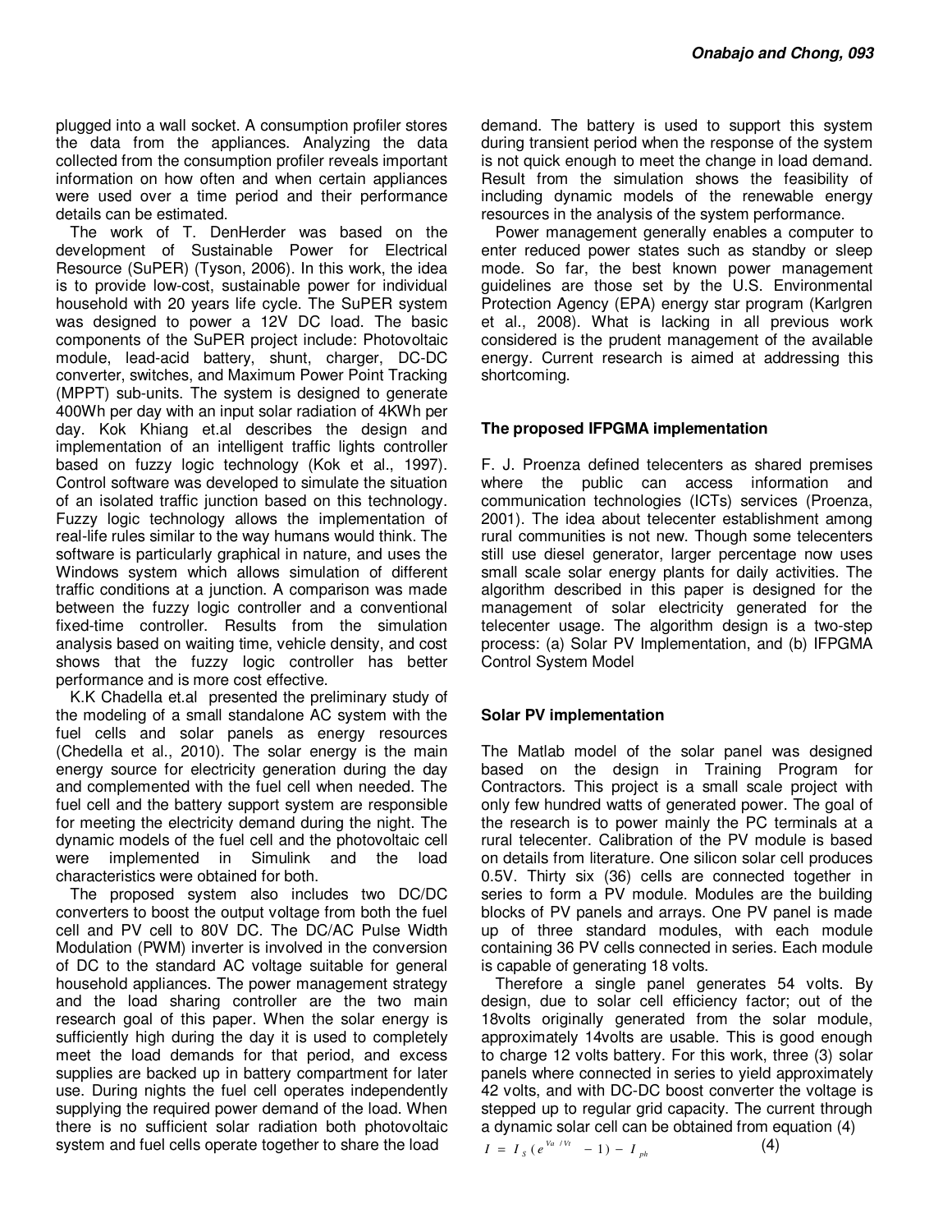plugged into a wall socket. A consumption profiler stores the data from the appliances. Analyzing the data collected from the consumption profiler reveals important information on how often and when certain appliances were used over a time period and their performance details can be estimated.

The work of T. DenHerder was based on the development of Sustainable Power for Electrical Resource (SuPER) (Tyson, 2006). In this work, the idea is to provide low-cost, sustainable power for individual household with 20 years life cycle. The SuPER system was designed to power a 12V DC load. The basic components of the SuPER project include: Photovoltaic module, lead-acid battery, shunt, charger, DC-DC converter, switches, and Maximum Power Point Tracking (MPPT) sub-units. The system is designed to generate 400Wh per day with an input solar radiation of 4KWh per day. Kok Khiang et.al describes the design and implementation of an intelligent traffic lights controller based on fuzzy logic technology (Kok et al., 1997). Control software was developed to simulate the situation of an isolated traffic junction based on this technology. Fuzzy logic technology allows the implementation of real-life rules similar to the way humans would think. The software is particularly graphical in nature, and uses the Windows system which allows simulation of different traffic conditions at a junction. A comparison was made between the fuzzy logic controller and a conventional fixed-time controller. Results from the simulation analysis based on waiting time, vehicle density, and cost shows that the fuzzy logic controller has better performance and is more cost effective.

K.K Chadella et.al presented the preliminary study of the modeling of a small standalone AC system with the fuel cells and solar panels as energy resources (Chedella et al., 2010). The solar energy is the main energy source for electricity generation during the day and complemented with the fuel cell when needed. The fuel cell and the battery support system are responsible for meeting the electricity demand during the night. The dynamic models of the fuel cell and the photovoltaic cell were implemented in Simulink and the load characteristics were obtained for both.

The proposed system also includes two DC/DC converters to boost the output voltage from both the fuel cell and PV cell to 80V DC. The DC/AC Pulse Width Modulation (PWM) inverter is involved in the conversion of DC to the standard AC voltage suitable for general household appliances. The power management strategy and the load sharing controller are the two main research goal of this paper. When the solar energy is sufficiently high during the day it is used to completely meet the load demands for that period, and excess supplies are backed up in battery compartment for later use. During nights the fuel cell operates independently supplying the required power demand of the load. When there is no sufficient solar radiation both photovoltaic system and fuel cells operate together to share the load demand. The battery is used to support this system during transient period when the response of the system is not quick enough to meet the change in load demand. Result from the simulation shows the feasibility of including dynamic models of the renewable energy resources in the analysis of the system performance.

Power management generally enables a computer to enter reduced power states such as standby or sleep mode. So far, the best known power management guidelines are those set by the U.S. Environmental Protection Agency (EPA) energy star program (Karlgren et al., 2008). What is lacking in all previous work considered is the prudent management of the available energy. Current research is aimed at addressing this shortcoming.

## The proposed IFPGMA implementation

F. J. Proenza defined telecenters as shared premises where the public can access information and communication technologies (ICTs) services (Proenza, 2001). The idea about telecenter establishment among rural communities is not new. Though some telecenters still use diesel generator, larger percentage now uses small scale solar energy plants for daily activities. The algorithm described in this paper is designed for the management of solar electricity generated for the telecenter usage. The algorithm design is a two-step process: (a) Solar PV Implementation, and (b) IFPGMA Control System Model

### Solar PV implementation

The Matlab model of the solar panel was designed based on the design in Training Program for Contractors. This project is a small scale project with only few hundred watts of generated power. The goal of the research is to power mainly the PC terminals at a rural telecenter. Calibration of the PV module is based on details from literature. One silicon solar cell produces 0.5V. Thirty six (36) cells are connected together in series to form a PV module. Modules are the building blocks of PV panels and arrays. One PV panel is made up of three standard modules, with each module containing 36 PV cells connected in series. Each module is capable of generating 18 volts.

Therefore a single panel generates 54 volts. By design, due to solar cell efficiency factor; out of the 18volts originally generated from the solar module, approximately 14volts are usable. This is good enough to charge 12 volts battery. For this work, three (3) solar panels where connected in series to yield approximately 42 volts, and with DC-DC boost converter the voltage is stepped up to regular grid capacity. The current through a dynamic solar cell can be obtained from equation (4)

$$I = I_S(e^{V_a/V_t} - 1) - I_{ph} \tag{4}$$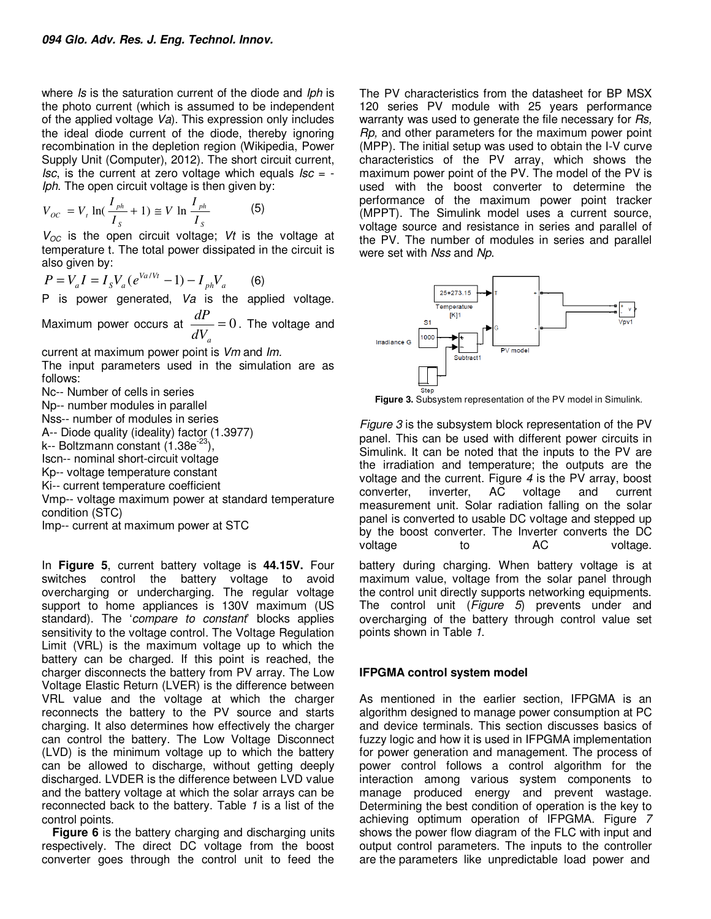where *Is* is the saturation current of the diode and *Iph* is the photo current (which is assumed to be independent of the applied voltage *Va*). This expression only includes the ideal diode current of the diode, thereby ignoring recombination in the depletion region (Wikipedia, Power Supply Unit (Computer), 2012). The short circuit current, *Isc*, is the current at zero voltage which equals *Isc* = -*Iph*. The open circuit voltage is then given by:

$$V_{OC} = V_t \ln(\frac{I_{ph}}{I_S} + 1) \cong V \ln \frac{I_{ph}}{I_S} \qquad (5)$$

$V_{OC}$ is the open circuit voltage; *Vt* is the voltage at temperature t. The total power dissipated in the circuit is also given by:

$$P = V_a I = I_S V_a (e^{Va/Vt} - 1) - I_{ph} V_a \qquad (6)$$

P is power generated, *Va* is the applied voltage. Maximum power occurs at $\frac{dP}{dV_a} = 0$. The voltage and current at maximum power point is *Vm* and *Im*.

The input parameters used in the simulation are as follows:

Nc-- Number of cells in series
Np-- number modules in parallel
Nss-- number of modules in series
A-- Diode quality (ideality) factor (1.3977)
k-- Boltzmann constant ($1.38e^{-23}$),
Iscn-- nominal short-circuit voltage
Kp-- voltage temperature constant
Ki-- current temperature coefficient
Vmp-- voltage maximum power at standard temperature condition (STC)
Imp-- current at maximum power at STC

The PV characteristics from the datasheet for BP MSX 120 series PV module with 25 years performance warranty was used to generate the file necessary for *Rs, Rp,* and other parameters for the maximum power point (MPP). The initial setup was used to obtain the I-V curve characteristics of the PV array, which shows the maximum power point of the PV. The model of the PV is used with the boost converter to determine the performance of the maximum power point tracker (MPPT). The Simulink model uses a current source, voltage source and resistance in series and parallel of the PV. The number of modules in series and parallel were set with *Nss* and *Np*.

**Figure 3.** Subsystem representation of the PV model in Simulink.

*Figure 3* is the subsystem block representation of the PV panel. This can be used with different power circuits in Simulink. It can be noted that the inputs to the PV are the irradiation and temperature; the outputs are the voltage and the current. Figure *4* is the PV array, boost converter, inverter, AC voltage and current measurement unit. Solar radiation falling on the solar panel is converted to usable DC voltage and stepped up by the boost converter. The Inverter converts the DC voltage to AC voltage.

In **Figure 5**, current battery voltage is **44.15V.** Four switches control the battery voltage to avoid overcharging or undercharging. The regular voltage support to home appliances is 130V maximum (US standard). The '*compare to constant*' blocks applies sensitivity to the voltage control. The Voltage Regulation Limit (VRL) is the maximum voltage up to which the battery can be charged. If this point is reached, the charger disconnects the battery from PV array. The Low Voltage Elastic Return (LVER) is the difference between VRL value and the voltage at which the charger reconnects the battery to the PV source and starts charging. It also determines how effectively the charger can control the battery. The Low Voltage Disconnect (LVD) is the minimum voltage up to which the battery can be allowed to discharge, without getting deeply discharged. LVDER is the difference between LVD value and the battery voltage at which the solar arrays can be reconnected back to the battery. Table *1* is a list of the control points.

**Figure 6** is the battery charging and discharging units respectively. The direct DC voltage from the boost converter goes through the control unit to feed the battery during charging. When battery voltage is at maximum value, voltage from the solar panel through the control unit directly supports networking equipments. The control unit (*Figure 5*) prevents under and overcharging of the battery through control value set points shown in Table *1*.

## IFPGMA control system model

As mentioned in the earlier section, IFPGMA is an algorithm designed to manage power consumption at PC and device terminals. This section discusses basics of fuzzy logic and how it is used in IFPGMA implementation for power generation and management. The process of power control follows a control algorithm for the interaction among various system components to manage produced energy and prevent wastage. Determining the best condition of operation is the key to achieving optimum operation of IFPGMA. Figure *7* shows the power flow diagram of the FLC with input and output control parameters. The inputs to the controller are the parameters like unpredictable load power and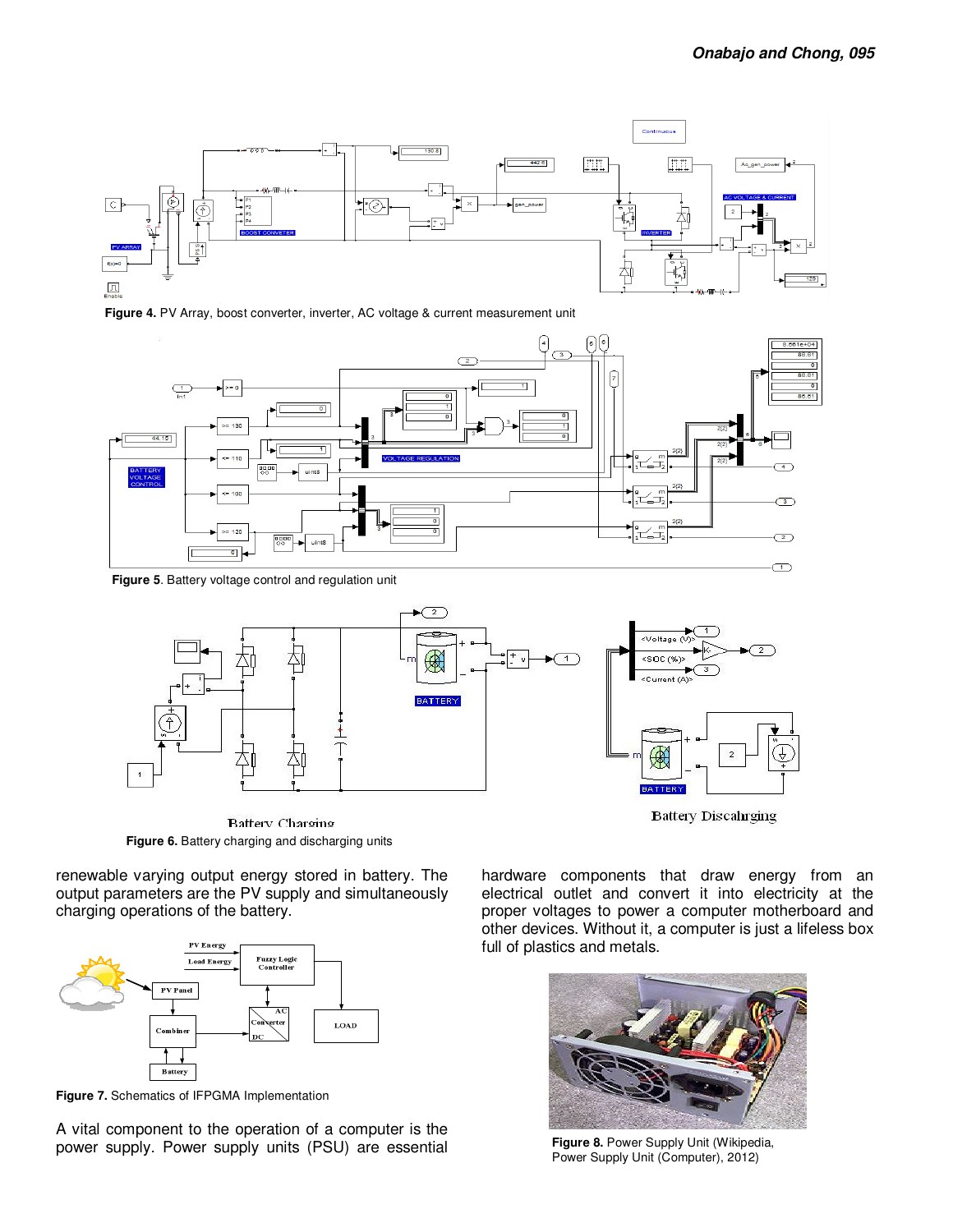Figure 4. PV Array, boost converter, inverter, AC voltage & current measurement unit

Figure 5. Battery voltage control and regulation unit

Figure 6. Battery charging and discharging units

renewable varying output energy stored in battery. The output parameters are the PV supply and simultaneously charging operations of the battery.

Figure 7. Schematics of IFPGMA Implementation

A vital component to the operation of a computer is the power supply. Power supply units (PSU) are essential hardware components that draw energy from an electrical outlet and convert it into electricity at the proper voltages to power a computer motherboard and other devices. Without it, a computer is just a lifeless box full of plastics and metals.

Figure 8. Power Supply Unit (Wikipedia, Power Supply Unit (Computer), 2012)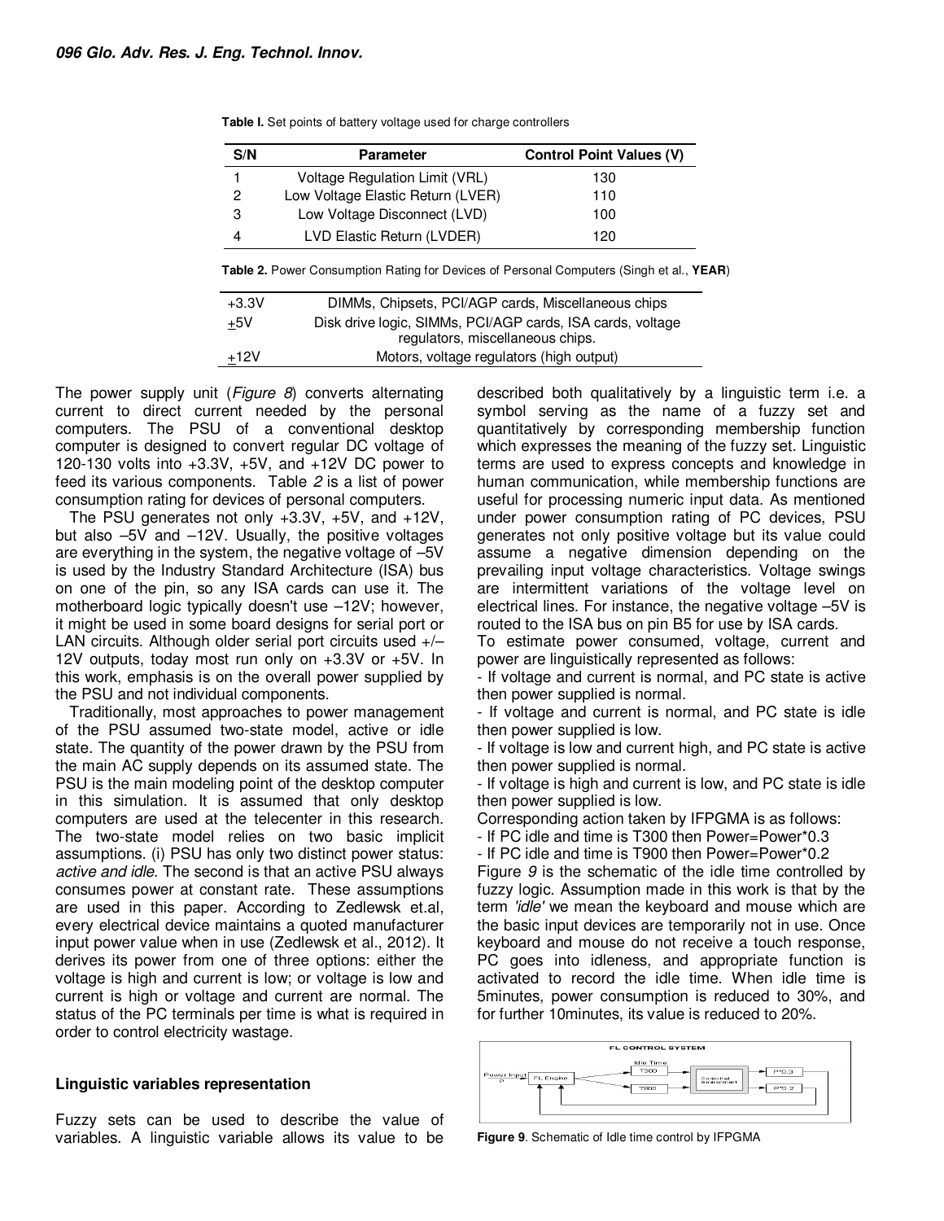**Table I.** Set points of battery voltage used for charge controllers

| S/N | Parameter | Control Point Values (V) |
|---|---|---|
| 1 | Voltage Regulation Limit (VRL) | 130 |
| 2 | Low Voltage Elastic Return (LVER) | 110 |
| 3 | Low Voltage Disconnect (LVD) | 100 |
| 4 | LVD Elastic Return (LVDER) | 120 |

**Table 2.** Power Consumption Rating for Devices of Personal Computers (Singh et al., **YEAR**)

| | |
|---|---|
| +3.3V | DIMMs, Chipsets, PCI/AGP cards, Miscellaneous chips |
| ±5V | Disk drive logic, SIMMs, PCI/AGP cards, ISA cards, voltage regulators, miscellaneous chips. |
| ±12V | Motors, voltage regulators (high output) |

The power supply unit (*Figure 8*) converts alternating current to direct current needed by the personal computers. The PSU of a conventional desktop computer is designed to convert regular DC voltage of 120-130 volts into +3.3V, +5V, and +12V DC power to feed its various components. Table *2* is a list of power consumption rating for devices of personal computers.

The PSU generates not only +3.3V, +5V, and +12V, but also –5V and –12V. Usually, the positive voltages are everything in the system, the negative voltage of –5V is used by the Industry Standard Architecture (ISA) bus on one of the pin, so any ISA cards can use it. The motherboard logic typically doesn't use –12V; however, it might be used in some board designs for serial port or LAN circuits. Although older serial port circuits used +/–12V outputs, today most run only on +3.3V or +5V. In this work, emphasis is on the overall power supplied by the PSU and not individual components.

Traditionally, most approaches to power management of the PSU assumed two-state model, active or idle state. The quantity of the power drawn by the PSU from the main AC supply depends on its assumed state. The PSU is the main modeling point of the desktop computer in this simulation. It is assumed that only desktop computers are used at the telecenter in this research. The two-state model relies on two basic implicit assumptions. (i) PSU has only two distinct power status: *active and idle*. The second is that an active PSU always consumes power at constant rate. These assumptions are used in this paper. According to Zedlewsk et.al, every electrical device maintains a quoted manufacturer input power value when in use (Zedlewsk et al., 2012). It derives its power from one of three options: either the voltage is high and current is low; or voltage is low and current is high or voltage and current are normal. The status of the PC terminals per time is what is required in order to control electricity wastage.

## Linguistic variables representation

Fuzzy sets can be used to describe the value of variables. A linguistic variable allows its value to be described both qualitatively by a linguistic term i.e. a symbol serving as the name of a fuzzy set and quantitatively by corresponding membership function which expresses the meaning of the fuzzy set. Linguistic terms are used to express concepts and knowledge in human communication, while membership functions are useful for processing numeric input data. As mentioned under power consumption rating of PC devices, PSU generates not only positive voltage but its value could assume a negative dimension depending on the prevailing input voltage characteristics. Voltage swings are intermittent variations of the voltage level on electrical lines. For instance, the negative voltage –5V is routed to the ISA bus on pin B5 for use by ISA cards.

To estimate power consumed, voltage, current and power are linguistically represented as follows:

- If voltage and current is normal, and PC state is active then power supplied is normal.
- If voltage and current is normal, and PC state is idle then power supplied is low.
- If voltage is low and current high, and PC state is active then power supplied is normal.
- If voltage is high and current is low, and PC state is idle then power supplied is low.

Corresponding action taken by IFPGMA is as follows:

- If PC idle and time is T300 then Power=Power*0.3
- If PC idle and time is T900 then Power=Power*0.2

Figure *9* is the schematic of the idle time controlled by fuzzy logic. Assumption made in this work is that by the term *'idle'* we mean the keyboard and mouse which are the basic input devices are temporarily not in use. Once keyboard and mouse do not receive a touch response, PC goes into idleness, and appropriate function is activated to record the idle time. When idle time is 5minutes, power consumption is reduced to 30%, and for further 10minutes, its value is reduced to 20%.

**Figure 9**. Schematic of Idle time control by IFPGMA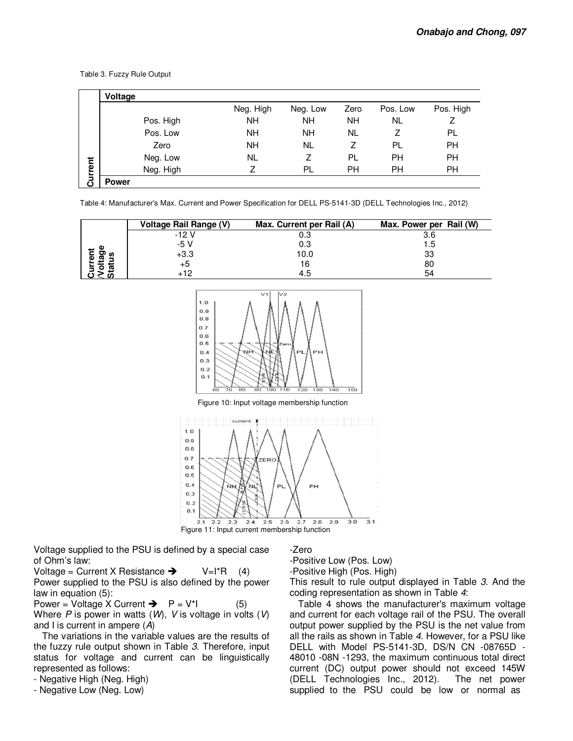Table 3. Fuzzy Rule Output

| | Voltage | | | | | |
|---|---|---|---|---|---|---|
| | | Neg. High | Neg. Low | Zero | Pos. Low | Pos. High |
| Current | Pos. High | NH | NH | NH | NL | Z |
| | Pos. Low | NH | NH | NL | Z | PL |
| | Zero | NH | NL | Z | PL | PH |
| | Neg. Low | NL | Z | PL | PH | PH |
| | Neg. High | Z | PL | PH | PH | PH |
| | Power | | | | | |

Table 4: Manufacturer's Max. Current and Power Specification for DELL PS-5141-3D (DELL Technologies Inc., 2012)

| | Voltage Rail Range (V) | Max. Current per Rail (A) | Max. Power per Rail (W) |
|---|---|---|---|
| Current /Voltage Status | -12 V | 0.3 | 3.6 |
| | -5 V | 0.3 | 1.5 |
| | +3.3 | 10.0 | 33 |
| | +5 | 16 | 80 |
| | +12 | 4.5 | 54 |

Figure 10: Input voltage membership function

Figure 11: Input current membership function

Voltage supplied to the PSU is defined by a special case of Ohm's law:

Voltage = Current X Resistance ➔ $V=I*R$ (4)

Power supplied to the PSU is also defined by the power law in equation (5):

Power = Voltage X Current ➔ $P = V*I$ (5)

Where $P$ is power in watts ($W$), $V$ is voltage in volts ($V$) and I is current in ampere ($A$)

The variations in the variable values are the results of the fuzzy rule output shown in Table *3*. Therefore, input status for voltage and current can be linguistically represented as follows:

- Negative High (Neg. High)
- Negative Low (Neg. Low)
- Zero
- Positive Low (Pos. Low)
- Positive High (Pos. High)

This result to rule output displayed in Table *3*. And the coding representation as shown in Table *4*:

Table 4 shows the manufacturer's maximum voltage and current for each voltage rail of the PSU. The overall output power supplied by the PSU is the net value from all the rails as shown in Table *4*. However, for a PSU like DELL with Model PS-5141-3D, DS/N CN -08765D -48010 -08N -1293, the maximum continuous total direct current (DC) output power should not exceed 145W (DELL Technologies Inc., 2012). The net power supplied to the PSU could be low or normal as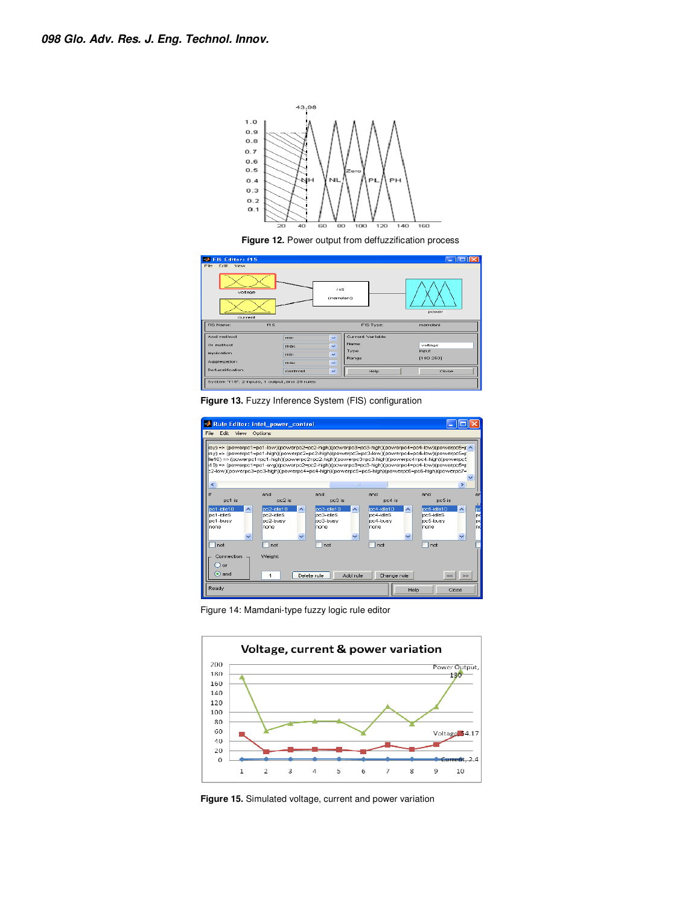**Figure 12.** Power output from deffuzzification process

**Figure 13.** Fuzzy Inference System (FIS) configuration

Figure 14: Mamdani-type fuzzy logic rule editor

**Figure 15.** Simulated voltage, current and power variation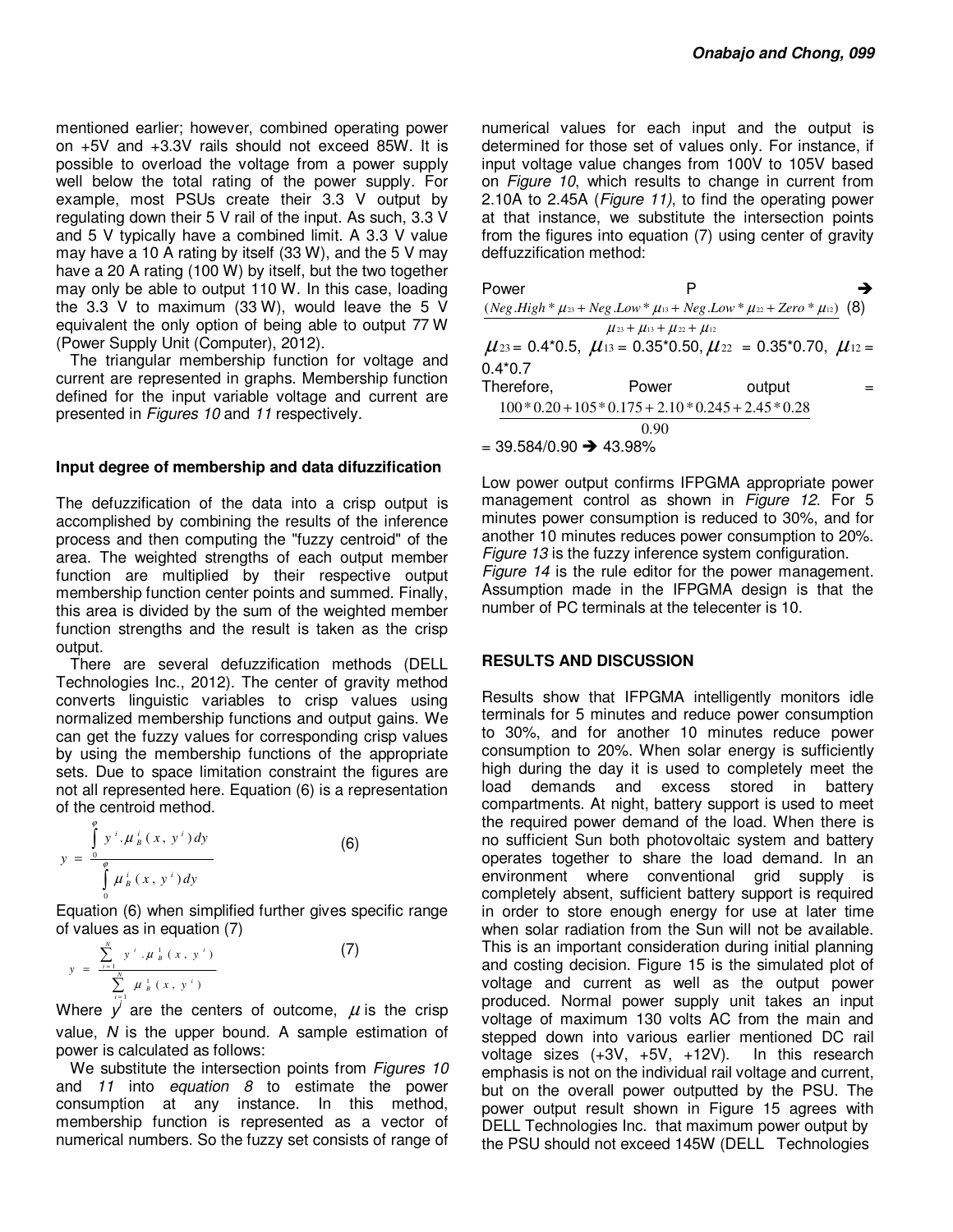mentioned earlier; however, combined operating power on +5V and +3.3V rails should not exceed 85W. It is possible to overload the voltage from a power supply well below the total rating of the power supply. For example, most PSUs create their 3.3 V output by regulating down their 5 V rail of the input. As such, 3.3 V and 5 V typically have a combined limit. A 3.3 V value may have a 10 A rating by itself (33 W), and the 5 V may have a 20 A rating (100 W) by itself, but the two together may only be able to output 110 W. In this case, loading the 3.3 V to maximum (33 W), would leave the 5 V equivalent the only option of being able to output 77 W (Power Supply Unit (Computer), 2012).

The triangular membership function for voltage and current are represented in graphs. Membership function defined for the input variable voltage and current are presented in *Figures* 10 and *11* respectively.

### Input degree of membership and data difuzzification

The defuzzification of the data into a crisp output is accomplished by combining the results of the inference process and then computing the "fuzzy centroid" of the area. The weighted strengths of each output member function are multiplied by their respective output membership function center points and summed. Finally, this area is divided by the sum of the weighted member function strengths and the result is taken as the crisp output.

There are several defuzzification methods (DELL Technologies Inc., 2012). The center of gravity method converts linguistic variables to crisp values using normalized membership functions and output gains. We can get the fuzzy values for corresponding crisp values by using the membership functions of the appropriate sets. Due to space limitation constraint the figures are not all represented here. Equation (6) is a representation of the centroid method.

$$y = \frac{\int_0^{\varphi} y^i . \mu_B^i(x, y^i)\,dy}{\int_0^{\varphi} \mu_B^i(x, y^i)\,dy} \qquad (6)$$

Equation (6) when simplified further gives specific range of values as in equation (7)

$$y = \frac{\sum_{i=1}^{N} y^i . \mu_B^i(x, y^i)}{\sum_{i=1}^{N} \mu_B^i(x, y^i)} \qquad (7)$$

Where $y^i$ are the centers of outcome, $\mu$ is the crisp value, $N$ is the upper bound. A sample estimation of power is calculated as follows:

We substitute the intersection points from *Figures 10* and *11* into *equation 8* to estimate the power consumption at any instance. In this method, membership function is represented as a vector of numerical numbers. So the fuzzy set consists of range of numerical values for each input and the output is determined for those set of values only. For instance, if input voltage value changes from 100V to 105V based on *Figure 10*, which results to change in current from 2.10A to 2.45A (*Figure 11*), to find the operating power at that instance, we substitute the intersection points from the figures into equation (7) using center of gravity deffuzzification method:

$$\text{Power} \quad P \rightarrow \frac{(Neg.High * \mu_{23} + Neg.Low * \mu_{13} + Neg.Low * \mu_{22} + Zero * \mu_{12})}{\mu_{23} + \mu_{13} + \mu_{22} + \mu_{12}} \qquad (8)$$

$\mu_{23}$ = 0.4*0.5, $\mu_{13}$ = 0.35*0.50, $\mu_{22}$ = 0.35*0.70, $\mu_{12}$ = 0.4*0.7

Therefore, Power output =

$$\frac{100*0.20 + 105*0.175 + 2.10*0.245 + 2.45*0.28}{0.90}$$

= 39.584/0.90 → 43.98%

Low power output confirms IFPGMA appropriate power management control as shown in *Figure 12*. For 5 minutes power consumption is reduced to 30%, and for another 10 minutes reduces power consumption to 20%. *Figure 13* is the fuzzy inference system configuration. *Figure 14* is the rule editor for the power management. Assumption made in the IFPGMA design is that the number of PC terminals at the telecenter is 10.

## RESULTS AND DISCUSSION

Results show that IFPGMA intelligently monitors idle terminals for 5 minutes and reduce power consumption to 30%, and for another 10 minutes reduce power consumption to 20%. When solar energy is sufficiently high during the day it is used to completely meet the load demands and excess stored in battery compartments. At night, battery support is used to meet the required power demand of the load. When there is no sufficient Sun both photovoltaic system and battery operates together to share the load demand. In an environment where conventional grid supply is completely absent, sufficient battery support is required in order to store enough energy for use at later time when solar radiation from the Sun will not be available. This is an important consideration during initial planning and costing decision. Figure 15 is the simulated plot of voltage and current as well as the output power produced. Normal power supply unit takes an input voltage of maximum 130 volts AC from the main and stepped down into various earlier mentioned DC rail voltage sizes (+3V, +5V, +12V). In this research emphasis is not on the individual rail voltage and current, but on the overall power outputted by the PSU. The power output result shown in Figure 15 agrees with DELL Technologies Inc. that maximum power output by the PSU should not exceed 145W (DELL Technologies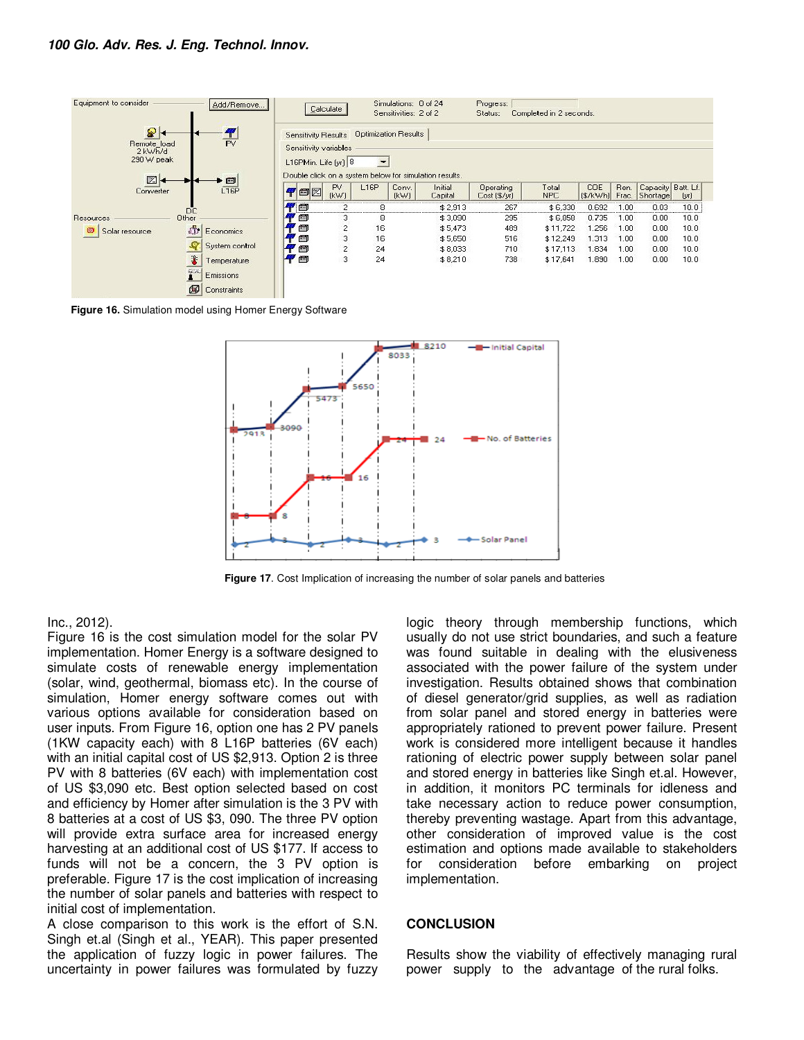Figure 16. Simulation model using Homer Energy Software

Figure 17. Cost Implication of increasing the number of solar panels and batteries

Inc., 2012).

Figure 16 is the cost simulation model for the solar PV implementation. Homer Energy is a software designed to simulate costs of renewable energy implementation (solar, wind, geothermal, biomass etc). In the course of simulation, Homer energy software comes out with various options available for consideration based on user inputs. From Figure 16, option one has 2 PV panels (1KW capacity each) with 8 L16P batteries (6V each) with an initial capital cost of US $2,913. Option 2 is three PV with 8 batteries (6V each) with implementation cost of US $3,090 etc. Best option selected based on cost and efficiency by Homer after simulation is the 3 PV with 8 batteries at a cost of US $3, 090. The three PV option will provide extra surface area for increased energy harvesting at an additional cost of US $177. If access to funds will not be a concern, the 3 PV option is preferable. Figure 17 is the cost implication of increasing the number of solar panels and batteries with respect to initial cost of implementation.

A close comparison to this work is the effort of S.N. Singh et.al (Singh et al., YEAR). This paper presented the application of fuzzy logic in power failures. The uncertainty in power failures was formulated by fuzzy logic theory through membership functions, which usually do not use strict boundaries, and such a feature was found suitable in dealing with the elusiveness associated with the power failure of the system under investigation. Results obtained shows that combination of diesel generator/grid supplies, as well as radiation from solar panel and stored energy in batteries were appropriately rationed to prevent power failure. Present work is considered more intelligent because it handles rationing of electric power supply between solar panel and stored energy in batteries like Singh et.al. However, in addition, it monitors PC terminals for idleness and take necessary action to reduce power consumption, thereby preventing wastage. Apart from this advantage, other consideration of improved value is the cost estimation and options made available to stakeholders for consideration before embarking on project implementation.

## CONCLUSION

Results show the viability of effectively managing rural power supply to the advantage of the rural folks.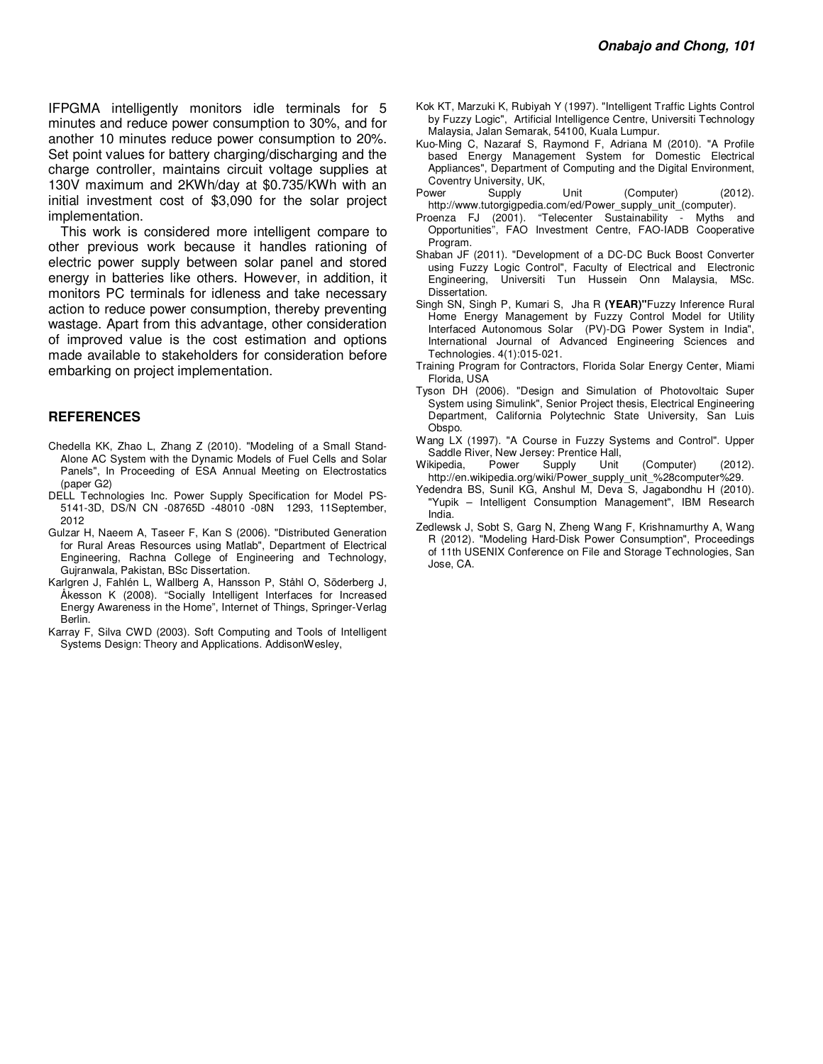IFPGMA intelligently monitors idle terminals for 5 minutes and reduce power consumption to 30%, and for another 10 minutes reduce power consumption to 20%. Set point values for battery charging/discharging and the charge controller, maintains circuit voltage supplies at 130V maximum and 2KWh/day at $0.735/KWh with an initial investment cost of $3,090 for the solar project implementation.

This work is considered more intelligent compare to other previous work because it handles rationing of electric power supply between solar panel and stored energy in batteries like others. However, in addition, it monitors PC terminals for idleness and take necessary action to reduce power consumption, thereby preventing wastage. Apart from this advantage, other consideration of improved value is the cost estimation and options made available to stakeholders for consideration before embarking on project implementation.

## REFERENCES

Chedella KK, Zhao L, Zhang Z (2010). "Modeling of a Small Stand-Alone AC System with the Dynamic Models of Fuel Cells and Solar Panels", In Proceeding of ESA Annual Meeting on Electrostatics (paper G2)

DELL Technologies Inc. Power Supply Specification for Model PS-5141-3D, DS/N CN -08765D -48010 -08N 1293, 11September, 2012

Gulzar H, Naeem A, Taseer F, Kan S (2006). "Distributed Generation for Rural Areas Resources using Matlab", Department of Electrical Engineering, Rachna College of Engineering and Technology, Gujranwala, Pakistan, BSc Dissertation.

Karlgren J, Fahlén L, Wallberg A, Hansson P, Ståhl O, Söderberg J, Åkesson K (2008). "Socially Intelligent Interfaces for Increased Energy Awareness in the Home", Internet of Things, Springer-Verlag Berlin.

Karray F, Silva CWD (2003). Soft Computing and Tools of Intelligent Systems Design: Theory and Applications. AddisonWesley,

Kok KT, Marzuki K, Rubiyah Y (1997). "Intelligent Traffic Lights Control by Fuzzy Logic", Artificial Intelligence Centre, Universiti Technology Malaysia, Jalan Semarak, 54100, Kuala Lumpur.

Kuo-Ming C, Nazaraf S, Raymond F, Adriana M (2010). "A Profile based Energy Management System for Domestic Electrical Appliances", Department of Computing and the Digital Environment, Coventry University, UK,

Power Supply Unit (Computer) (2012). http://www.tutorgigpedia.com/ed/Power_supply_unit_(computer).

Proenza FJ (2001). "Telecenter Sustainability - Myths and Opportunities", FAO Investment Centre, FAO-IADB Cooperative Program.

Shaban JF (2011). "Development of a DC-DC Buck Boost Converter using Fuzzy Logic Control", Faculty of Electrical and Electronic Engineering, Universiti Tun Hussein Onn Malaysia, MSc. Dissertation.

Singh SN, Singh P, Kumari S, Jha R **(YEAR)"**Fuzzy Inference Rural Home Energy Management by Fuzzy Control Model for Utility Interfaced Autonomous Solar (PV)-DG Power System in India", International Journal of Advanced Engineering Sciences and Technologies. 4(1):015-021.

Training Program for Contractors, Florida Solar Energy Center, Miami Florida, USA

Tyson DH (2006). "Design and Simulation of Photovoltaic Super System using Simulink", Senior Project thesis, Electrical Engineering Department, California Polytechnic State University, San Luis Obspo.

Wang LX (1997). "A Course in Fuzzy Systems and Control". Upper Saddle River, New Jersey: Prentice Hall,

Wikipedia, Power Supply Unit (Computer) (2012). http://en.wikipedia.org/wiki/Power_supply_unit_%28computer%29.

Yedendra BS, Sunil KG, Anshul M, Deva S, Jagabondhu H (2010). "Yupik – Intelligent Consumption Management", IBM Research India.

Zedlewsk J, Sobt S, Garg N, Zheng Wang F, Krishnamurthy A, Wang R (2012). "Modeling Hard-Disk Power Consumption", Proceedings of 11th USENIX Conference on File and Storage Technologies, San Jose, CA.